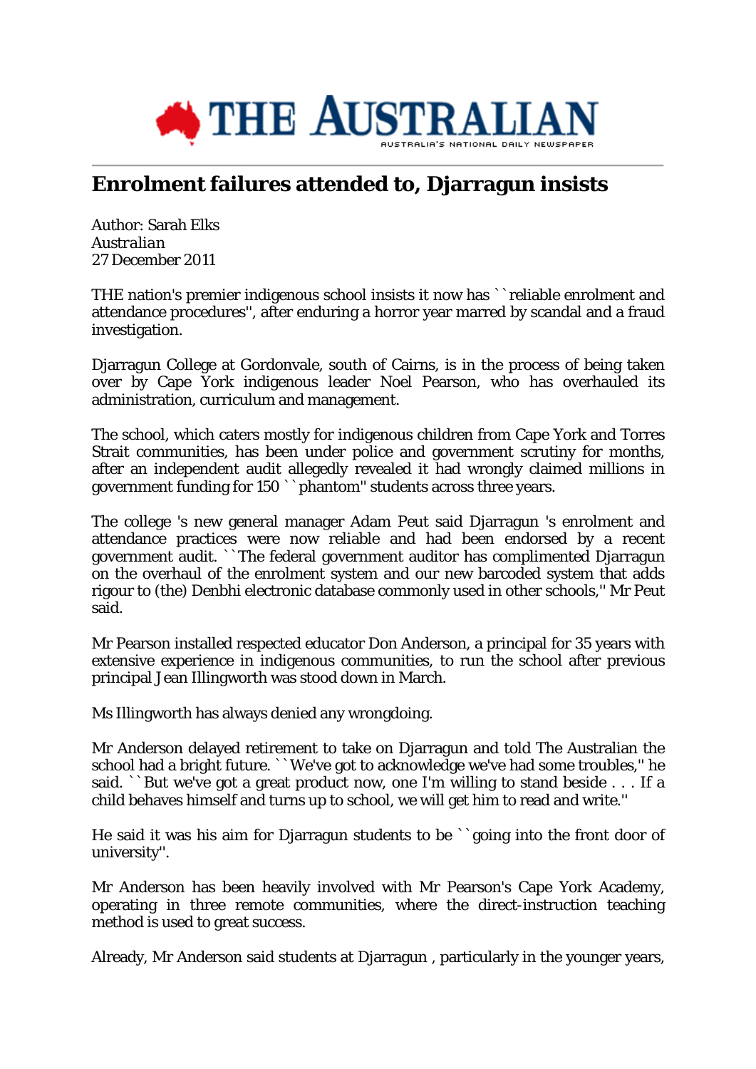# Enrolment failures attended to, Djarragun insists

Author: Sarah Elks
*Australian*
27 December 2011

THE nation's premier indigenous school insists it now has ``reliable enrolment and attendance procedures'', after enduring a horror year marred by scandal and a fraud investigation.

Djarragun College at Gordonvale, south of Cairns, is in the process of being taken over by Cape York indigenous leader Noel Pearson, who has overhauled its administration, curriculum and management.

The school, which caters mostly for indigenous children from Cape York and Torres Strait communities, has been under police and government scrutiny for months, after an independent audit allegedly revealed it had wrongly claimed millions in government funding for 150 ``phantom'' students across three years.

The college 's new general manager Adam Peut said Djarragun 's enrolment and attendance practices were now reliable and had been endorsed by a recent government audit. ``The federal government auditor has complimented Djarragun on the overhaul of the enrolment system and our new barcoded system that adds rigour to (the) Denbhi electronic database commonly used in other schools,'' Mr Peut said.

Mr Pearson installed respected educator Don Anderson, a principal for 35 years with extensive experience in indigenous communities, to run the school after previous principal Jean Illingworth was stood down in March.

Ms Illingworth has always denied any wrongdoing.

Mr Anderson delayed retirement to take on Djarragun and told The Australian the school had a bright future. ``We've got to acknowledge we've had some troubles,'' he said. ``But we've got a great product now, one I'm willing to stand beside . . . If a child behaves himself and turns up to school, we will get him to read and write.''

He said it was his aim for Djarragun students to be ``going into the front door of university''.

Mr Anderson has been heavily involved with Mr Pearson's Cape York Academy, operating in three remote communities, where the direct-instruction teaching method is used to great success.

Already, Mr Anderson said students at Djarragun , particularly in the younger years,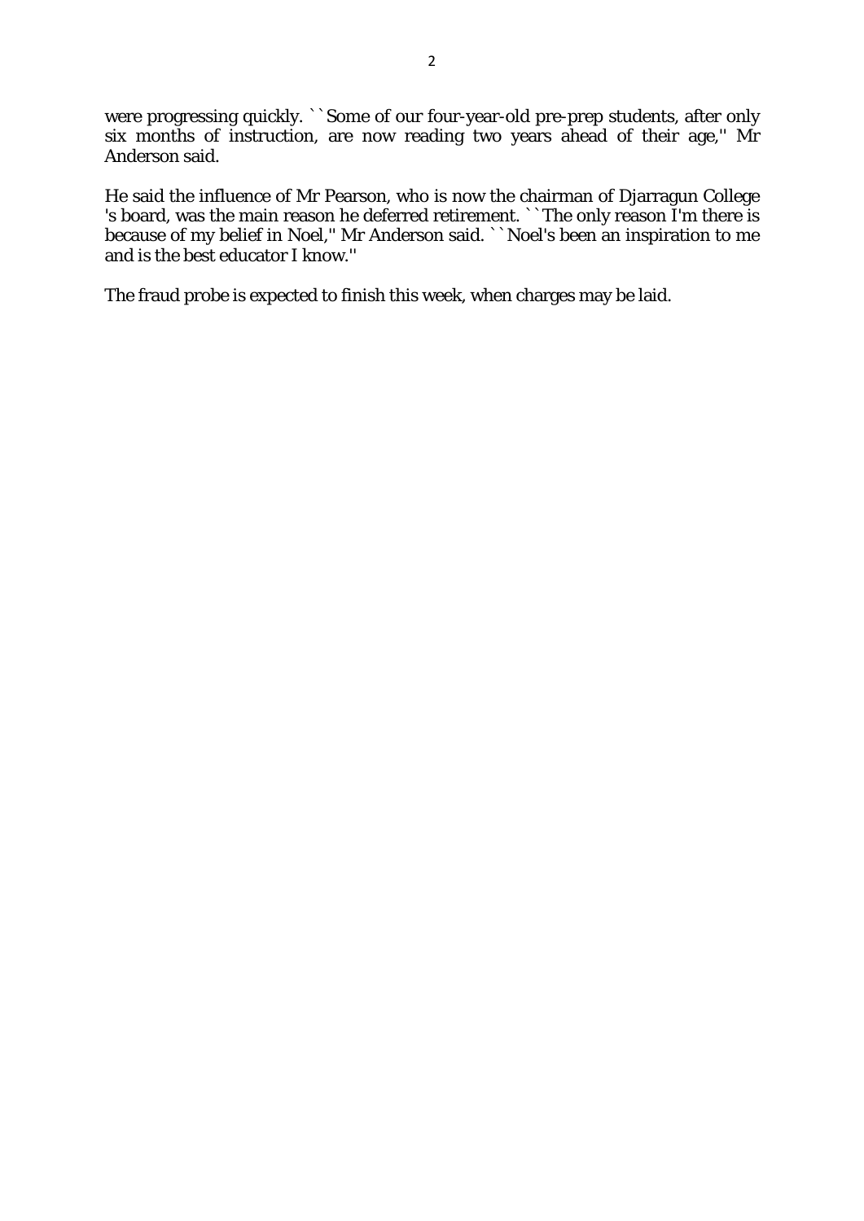were progressing quickly. ``Some of our four-year-old pre-prep students, after only six months of instruction, are now reading two years ahead of their age,'' Mr Anderson said.

He said the influence of Mr Pearson, who is now the chairman of Djarragun College 's board, was the main reason he deferred retirement. ``The only reason I'm there is because of my belief in Noel,'' Mr Anderson said. ``Noel's been an inspiration to me and is the best educator I know.''

The fraud probe is expected to finish this week, when charges may be laid.